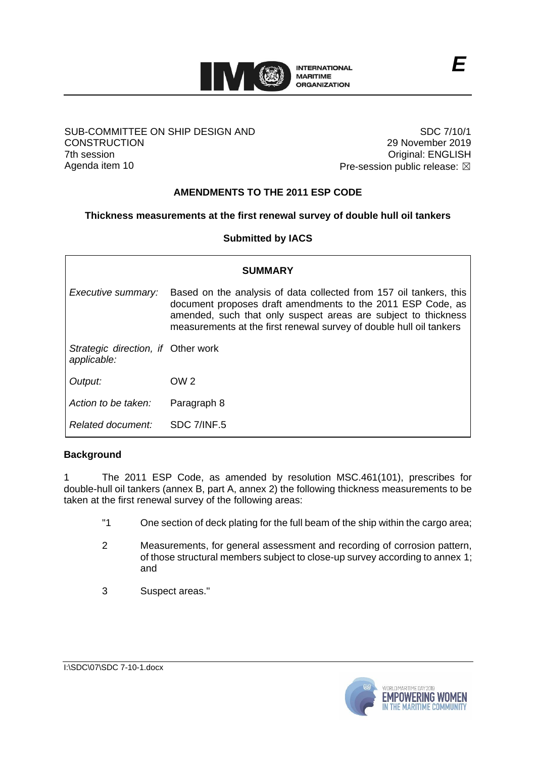E

SUB-COMMITTEE ON SHIP DESIGN AND CONSTRUCTION
7th session
Agenda item 10

SDC 7/10/1
29 November 2019
Original: ENGLISH
Pre-session public release: ☒

# AMENDMENTS TO THE 2011 ESP CODE

## Thickness measurements at the first renewal survey of double hull oil tankers

**Submitted by IACS**

| **SUMMARY** | |
|---|---|
| *Executive summary:* | Based on the analysis of data collected from 157 oil tankers, this document proposes draft amendments to the 2011 ESP Code, as amended, such that only suspect areas are subject to thickness measurements at the first renewal survey of double hull oil tankers |
| *Strategic direction, if applicable:* | Other work |
| *Output:* | OW 2 |
| *Action to be taken:* | Paragraph 8 |
| *Related document:* | SDC 7/INF.5 |

### Background

1 The 2011 ESP Code, as amended by resolution MSC.461(101), prescribes for double-hull oil tankers (annex B, part A, annex 2) the following thickness measurements to be taken at the first renewal survey of the following areas:

> "1 One section of deck plating for the full beam of the ship within the cargo area;
>
> 2 Measurements, for general assessment and recording of corrosion pattern, of those structural members subject to close-up survey according to annex 1; and
>
> 3 Suspect areas."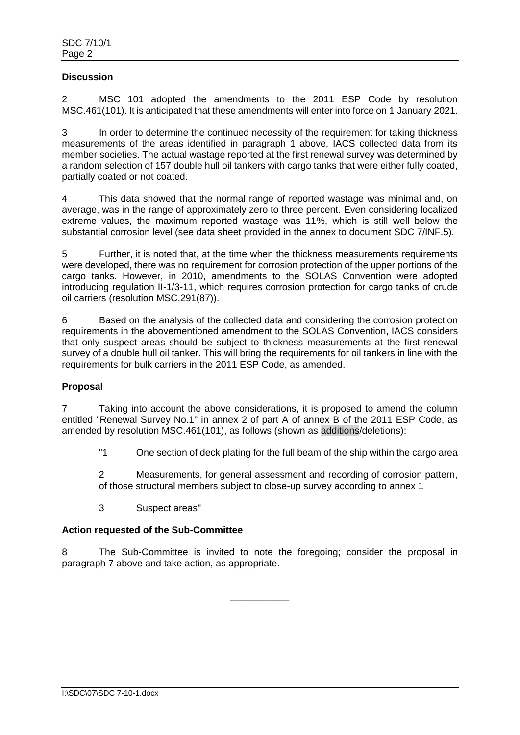**Discussion**

2 MSC 101 adopted the amendments to the 2011 ESP Code by resolution MSC.461(101). It is anticipated that these amendments will enter into force on 1 January 2021.

3 In order to determine the continued necessity of the requirement for taking thickness measurements of the areas identified in paragraph 1 above, IACS collected data from its member societies. The actual wastage reported at the first renewal survey was determined by a random selection of 157 double hull oil tankers with cargo tanks that were either fully coated, partially coated or not coated.

4 This data showed that the normal range of reported wastage was minimal and, on average, was in the range of approximately zero to three percent. Even considering localized extreme values, the maximum reported wastage was 11%, which is still well below the substantial corrosion level (see data sheet provided in the annex to document SDC 7/INF.5).

5 Further, it is noted that, at the time when the thickness measurements requirements were developed, there was no requirement for corrosion protection of the upper portions of the cargo tanks. However, in 2010, amendments to the SOLAS Convention were adopted introducing regulation II-1/3-11, which requires corrosion protection for cargo tanks of crude oil carriers (resolution MSC.291(87)).

6 Based on the analysis of the collected data and considering the corrosion protection requirements in the abovementioned amendment to the SOLAS Convention, IACS considers that only suspect areas should be subject to thickness measurements at the first renewal survey of a double hull oil tanker. This will bring the requirements for oil tankers in line with the requirements for bulk carriers in the 2011 ESP Code, as amended.

**Proposal**

7 Taking into account the above considerations, it is proposed to amend the column entitled "Renewal Survey No.1" in annex 2 of part A of annex B of the 2011 ESP Code, as amended by resolution MSC.461(101), as follows (shown as additions/~~deletions~~):

"~~1 One section of deck plating for the full beam of the ship within the cargo area~~

~~2 Measurements, for general assessment and recording of corrosion pattern, of those structural members subject to close-up survey according to annex 1~~

~~3~~ Suspect areas"

**Action requested of the Sub-Committee**

8 The Sub-Committee is invited to note the foregoing; consider the proposal in paragraph 7 above and take action, as appropriate.

___________